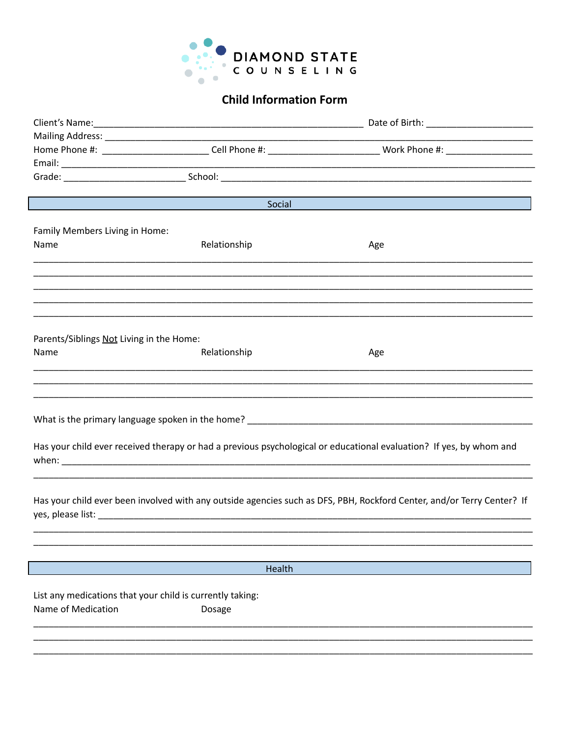DIAMOND STATE COUNSELING

# Child Information Form

Client's Name:_______________________________________________ Date of Birth: ___________________

Mailing Address: ________________________________________________________________________

Home Phone #: ___________________ Cell Phone #: ____________________ Work Phone #: _______________

Email: ___________________________________________________________________________________

Grade: _______________________ School: ________________________________________________________

## Social

Family Members Living in Home:

| Name | Relationship | Age |
|---|---|---|
| | | |
| | | |
| | | |
| | | |
| | | |

Parents/Siblings Not Living in the Home:

| Name | Relationship | Age |
|---|---|---|
| | | |
| | | |
| | | |

What is the primary language spoken in the home? ___________________________________________________

Has your child ever received therapy or had a previous psychological or educational evaluation? If yes, by whom and when: ___________________________________________________________________________________

___________________________________________________________________________________________

Has your child ever been involved with any outside agencies such as DFS, PBH, Rockford Center, and/or Terry Center? If yes, please list: ______________________________________________________________________________

___________________________________________________________________________________________

___________________________________________________________________________________________

## Health

List any medications that your child is currently taking:

| Name of Medication | Dosage |
|---|---|
| | |
| | |
| | |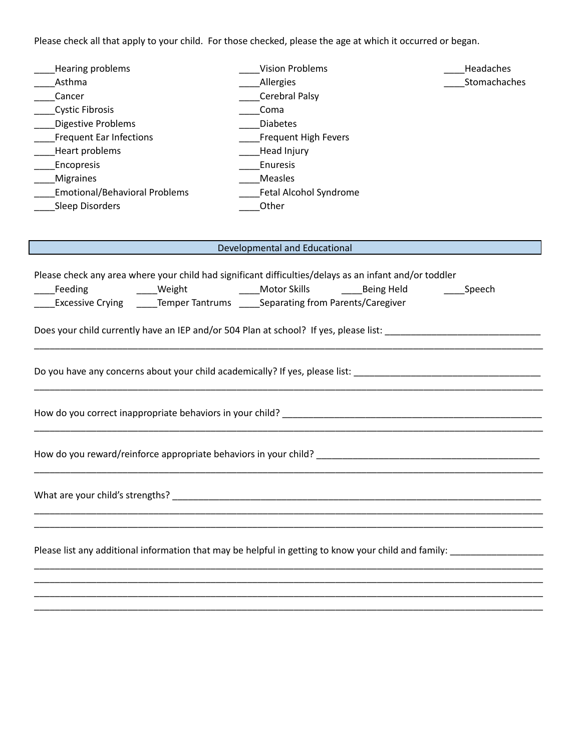Please check all that apply to your child. For those checked, please the age at which it occurred or began.

____Hearing problems
____Asthma
____Cancer
____Cystic Fibrosis
____Digestive Problems
____Frequent Ear Infections
____Heart problems
____Encopresis
____Migraines
____Emotional/Behavioral Problems
____Sleep Disorders
____Vision Problems
____Allergies
____Cerebral Palsy
____Coma
____Diabetes
____Frequent High Fevers
____Head Injury
____Enuresis
____Measles
____Fetal Alcohol Syndrome
____Other
____Headaches
____Stomachaches

## Developmental and Educational

Please check any area where your child had significant difficulties/delays as an infant and/or toddler

____Feeding ____Weight ____Motor Skills ____Being Held ____Speech
____Excessive Crying ____Temper Tantrums ____Separating from Parents/Caregiver

Does your child currently have an IEP and/or 504 Plan at school? If yes, please list: ______________________________
________________________________________________________________________________________________

Do you have any concerns about your child academically? If yes, please list: ____________________________________
________________________________________________________________________________________________

How do you correct inappropriate behaviors in your child? _____________________________________________________
________________________________________________________________________________________________

How do you reward/reinforce appropriate behaviors in your child? _____________________________________________
________________________________________________________________________________________________

What are your child's strengths? __________________________________________________________________________
________________________________________________________________________________________________
________________________________________________________________________________________________

Please list any additional information that may be helpful in getting to know your child and family: __________________
________________________________________________________________________________________________
________________________________________________________________________________________________
________________________________________________________________________________________________
________________________________________________________________________________________________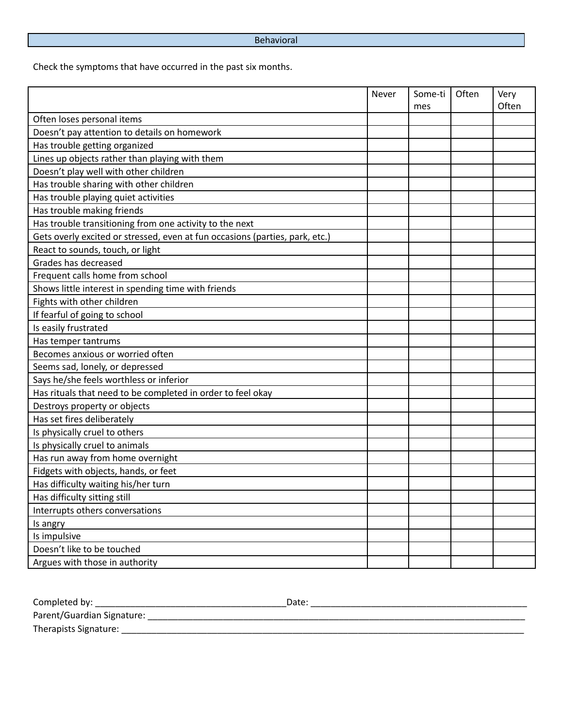## Behavioral

Check the symptoms that have occurred in the past six months.

| | Never | Some-times | Often | Very Often |
|---|---|---|---|---|
| Often loses personal items | | | | |
| Doesn't pay attention to details on homework | | | | |
| Has trouble getting organized | | | | |
| Lines up objects rather than playing with them | | | | |
| Doesn't play well with other children | | | | |
| Has trouble sharing with other children | | | | |
| Has trouble playing quiet activities | | | | |
| Has trouble making friends | | | | |
| Has trouble transitioning from one activity to the next | | | | |
| Gets overly excited or stressed, even at fun occasions (parties, park, etc.) | | | | |
| React to sounds, touch, or light | | | | |
| Grades has decreased | | | | |
| Frequent calls home from school | | | | |
| Shows little interest in spending time with friends | | | | |
| Fights with other children | | | | |
| If fearful of going to school | | | | |
| Is easily frustrated | | | | |
| Has temper tantrums | | | | |
| Becomes anxious or worried often | | | | |
| Seems sad, lonely, or depressed | | | | |
| Says he/she feels worthless or inferior | | | | |
| Has rituals that need to be completed in order to feel okay | | | | |
| Destroys property or objects | | | | |
| Has set fires deliberately | | | | |
| Is physically cruel to others | | | | |
| Is physically cruel to animals | | | | |
| Has run away from home overnight | | | | |
| Fidgets with objects, hands, or feet | | | | |
| Has difficulty waiting his/her turn | | | | |
| Has difficulty sitting still | | | | |
| Interrupts others conversations | | | | |
| Is angry | | | | |
| Is impulsive | | | | |
| Doesn't like to be touched | | | | |
| Argues with those in authority | | | | |

Completed by: ________________________________________Date: ______________________________________________

Parent/Guardian Signature: ________________________________________________________________________________

Therapists Signature: _____________________________________________________________________________________